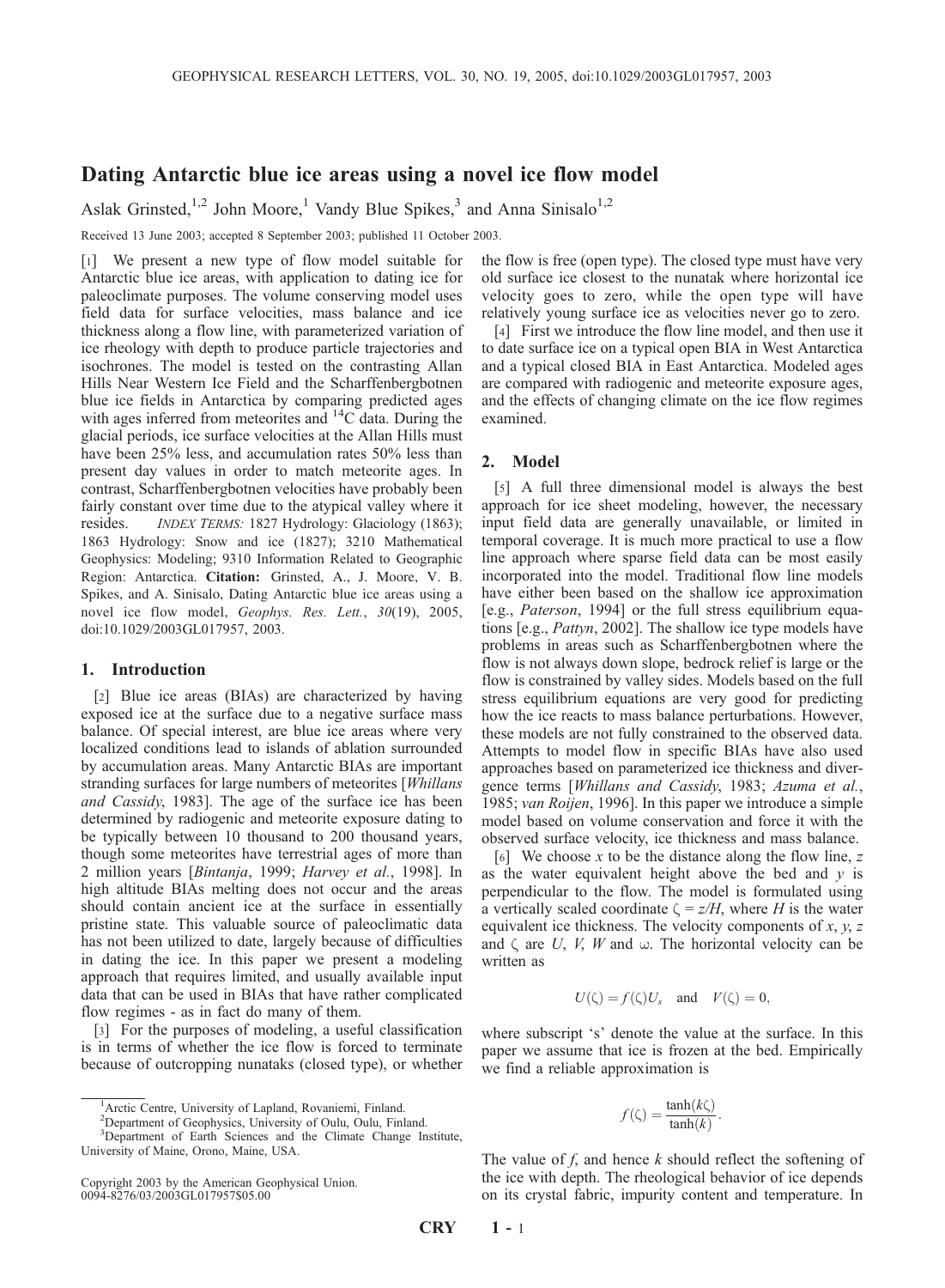# Dating Antarctic blue ice areas using a novel ice flow model

Aslak Grinsted,[1,2] John Moore,[1] Vandy Blue Spikes,[3] and Anna Sinisalo[1,2]

Received 13 June 2003; accepted 8 September 2003; published 11 October 2003.

[1] We present a new type of flow model suitable for Antarctic blue ice areas, with application to dating ice for paleoclimate purposes. The volume conserving model uses field data for surface velocities, mass balance and ice thickness along a flow line, with parameterized variation of ice rheology with depth to produce particle trajectories and isochrones. The model is tested on the contrasting Allan Hills Near Western Ice Field and the Scharffenbergbotnen blue ice fields in Antarctica by comparing predicted ages with ages inferred from meteorites and $^{14}C$ data. During the glacial periods, ice surface velocities at the Allan Hills must have been 25% less, and accumulation rates 50% less than present day values in order to match meteorite ages. In contrast, Scharffenbergbotnen velocities have probably been fairly constant over time due to the atypical valley where it resides. *INDEX TERMS:* 1827 Hydrology: Glaciology (1863); 1863 Hydrology: Snow and ice (1827); 3210 Mathematical Geophysics: Modeling; 9310 Information Related to Geographic Region: Antarctica. **Citation:** Grinsted, A., J. Moore, V. B. Spikes, and A. Sinisalo, Dating Antarctic blue ice areas using a novel ice flow model, *Geophys. Res. Lett.*, *30*(19), 2005, doi:10.1029/2003GL017957, 2003.

## 1. Introduction

[2] Blue ice areas (BIAs) are characterized by having exposed ice at the surface due to a negative surface mass balance. Of special interest, are blue ice areas where very localized conditions lead to islands of ablation surrounded by accumulation areas. Many Antarctic BIAs are important stranding surfaces for large numbers of meteorites [*Whillans and Cassidy*, 1983]. The age of the surface ice has been determined by radiogenic and meteorite exposure dating to be typically between 10 thousand to 200 thousand years, though some meteorites have terrestrial ages of more than 2 million years [*Bintanja*, 1999; *Harvey et al.*, 1998]. In high altitude BIAs melting does not occur and the areas should contain ancient ice at the surface in essentially pristine state. This valuable source of paleoclimatic data has not been utilized to date, largely because of difficulties in dating the ice. In this paper we present a modeling approach that requires limited, and usually available input data that can be used in BIAs that have rather complicated flow regimes - as in fact do many of them.

[3] For the purposes of modeling, a useful classification is in terms of whether the ice flow is forced to terminate because of outcropping nunataks (closed type), or whether the flow is free (open type). The closed type must have very old surface ice closest to the nunatak where horizontal ice velocity goes to zero, while the open type will have relatively young surface ice as velocities never go to zero.

[4] First we introduce the flow line model, and then use it to date surface ice on a typical open BIA in West Antarctica and a typical closed BIA in East Antarctica. Modeled ages are compared with radiogenic and meteorite exposure ages, and the effects of changing climate on the ice flow regimes examined.

## 2. Model

[5] A full three dimensional model is always the best approach for ice sheet modeling, however, the necessary input field data are generally unavailable, or limited in temporal coverage. It is much more practical to use a flow line approach where sparse field data can be most easily incorporated into the model. Traditional flow line models have either been based on the shallow ice approximation [e.g., *Paterson*, 1994] or the full stress equilibrium equations [e.g., *Pattyn*, 2002]. The shallow ice type models have problems in areas such as Scharffenbergbotnen where the flow is not always down slope, bedrock relief is large or the flow is constrained by valley sides. Models based on the full stress equilibrium equations are very good for predicting how the ice reacts to mass balance perturbations. However, these models are not fully constrained to the observed data. Attempts to model flow in specific BIAs have also used approaches based on parameterized ice thickness and divergence terms [*Whillans and Cassidy*, 1983; *Azuma et al.*, 1985; *van Roijen*, 1996]. In this paper we introduce a simple model based on volume conservation and force it with the observed surface velocity, ice thickness and mass balance.

[6] We choose $x$ to be the distance along the flow line, $z$ as the water equivalent height above the bed and $y$ is perpendicular to the flow. The model is formulated using a vertically scaled coordinate $\zeta = z/H$, where $H$ is the water equivalent ice thickness. The velocity components of $x$, $y$, $z$ and $\zeta$ are $U$, $V$, $W$ and $\omega$. The horizontal velocity can be written as

$$U(\zeta) = f(\zeta)U_s \quad \text{and} \quad V(\zeta) = 0,$$

where subscript 's' denote the value at the surface. In this paper we assume that ice is frozen at the bed. Empirically we find a reliable approximation is

$$f(\zeta) = \frac{\tanh(k\zeta)}{\tanh(k)}.$$

The value of $f$, and hence $k$ should reflect the softening of the ice with depth. The rheological behavior of ice depends on its crystal fabric, impurity content and temperature. In

[1] Arctic Centre, University of Lapland, Rovaniemi, Finland.
[2] Department of Geophysics, University of Oulu, Oulu, Finland.
[3] Department of Earth Sciences and the Climate Change Institute, University of Maine, Orono, Maine, USA.

Copyright 2003 by the American Geophysical Union.
0094-8276/03/2003GL017957$05.00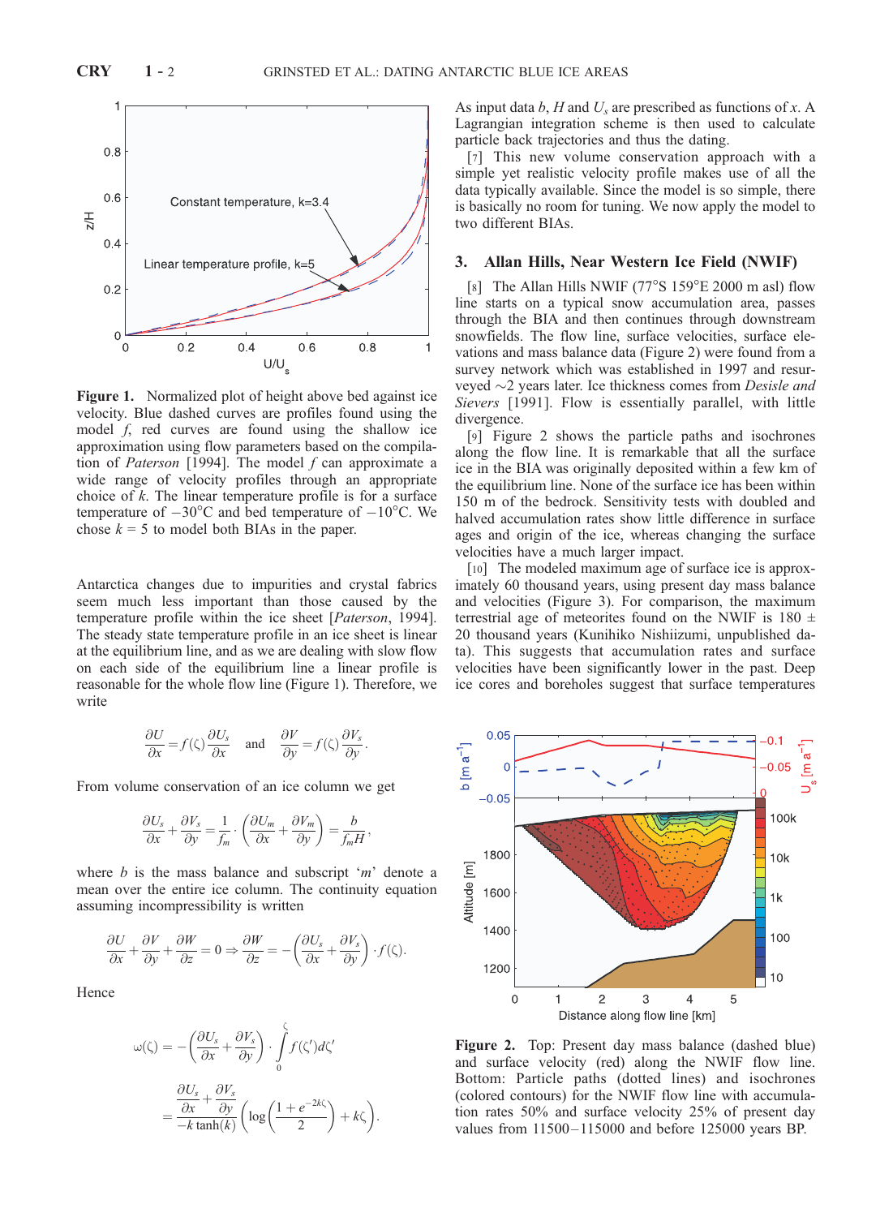Figure 1. Normalized plot of height above bed against ice velocity. Blue dashed curves are profiles found using the model $f$, red curves are found using the shallow ice approximation using flow parameters based on the compilation of *Paterson* [1994]. The model $f$ can approximate a wide range of velocity profiles through an appropriate choice of $k$. The linear temperature profile is for a surface temperature of $-30°C$ and bed temperature of $-10°C$. We chose $k = 5$ to model both BIAs in the paper.

Antarctica changes due to impurities and crystal fabrics seem much less important than those caused by the temperature profile within the ice sheet [*Paterson*, 1994]. The steady state temperature profile in an ice sheet is linear at the equilibrium line, and as we are dealing with slow flow on each side of the equilibrium line a linear profile is reasonable for the whole flow line (Figure 1). Therefore, we write

$$\frac{\partial U}{\partial x} = f(\zeta)\frac{\partial U_s}{\partial x} \quad \text{and} \quad \frac{\partial V}{\partial y} = f(\zeta)\frac{\partial V_s}{\partial y}.$$

From volume conservation of an ice column we get

$$\frac{\partial U_s}{\partial x} + \frac{\partial V_s}{\partial y} = \frac{1}{f_m}\cdot\left(\frac{\partial U_m}{\partial x} + \frac{\partial V_m}{\partial y}\right) = \frac{b}{f_m H},$$

where $b$ is the mass balance and subscript '$m$' denote a mean over the entire ice column. The continuity equation assuming incompressibility is written

$$\frac{\partial U}{\partial x} + \frac{\partial V}{\partial y} + \frac{\partial W}{\partial z} = 0 \Rightarrow \frac{\partial W}{\partial z} = -\left(\frac{\partial U_s}{\partial x} + \frac{\partial V_s}{\partial y}\right)\cdot f(\zeta).$$

Hence

$$\omega(\zeta) = -\left(\frac{\partial U_s}{\partial x} + \frac{\partial V_s}{\partial y}\right)\cdot\int_0^\zeta f(\zeta')d\zeta' = \frac{\frac{\partial U_s}{\partial x} + \frac{\partial V_s}{\partial y}}{-k\tanh(k)}\left(\log\left(\frac{1+e^{-2k\zeta}}{2}\right) + k\zeta\right).$$

As input data $b$, $H$ and $U_s$ are prescribed as functions of $x$. A Lagrangian integration scheme is then used to calculate particle back trajectories and thus the dating.

[7] This new volume conservation approach with a simple yet realistic velocity profile makes use of all the data typically available. Since the model is so simple, there is basically no room for tuning. We now apply the model to two different BIAs.

## 3. Allan Hills, Near Western Ice Field (NWIF)

[8] The Allan Hills NWIF (77°S 159°E 2000 m asl) flow line starts on a typical snow accumulation area, passes through the BIA and then continues through downstream snowfields. The flow line, surface velocities, surface elevations and mass balance data (Figure 2) were found from a survey network which was established in 1997 and resurveyed ~2 years later. Ice thickness comes from *Desisle and Sievers* [1991]. Flow is essentially parallel, with little divergence.

[9] Figure 2 shows the particle paths and isochrones along the flow line. It is remarkable that all the surface ice in the BIA was originally deposited within a few km of the equilibrium line. None of the surface ice has been within 150 m of the bedrock. Sensitivity tests with doubled and halved accumulation rates show little difference in surface ages and origin of the ice, whereas changing the surface velocities have a much larger impact.

[10] The modeled maximum age of surface ice is approximately 60 thousand years, using present day mass balance and velocities (Figure 3). For comparison, the maximum terrestrial age of meteorites found on the NWIF is 180 ± 20 thousand years (Kunihiko Nishiizumi, unpublished data). This suggests that accumulation rates and surface velocities have been significantly lower in the past. Deep ice cores and boreholes suggest that surface temperatures

Figure 2. Top: Present day mass balance (dashed blue) and surface velocity (red) along the NWIF flow line. Bottom: Particle paths (dotted lines) and isochrones (colored contours) for the NWIF flow line with accumulation rates 50% and surface velocity 25% of present day values from 11500–115000 and before 125000 years BP.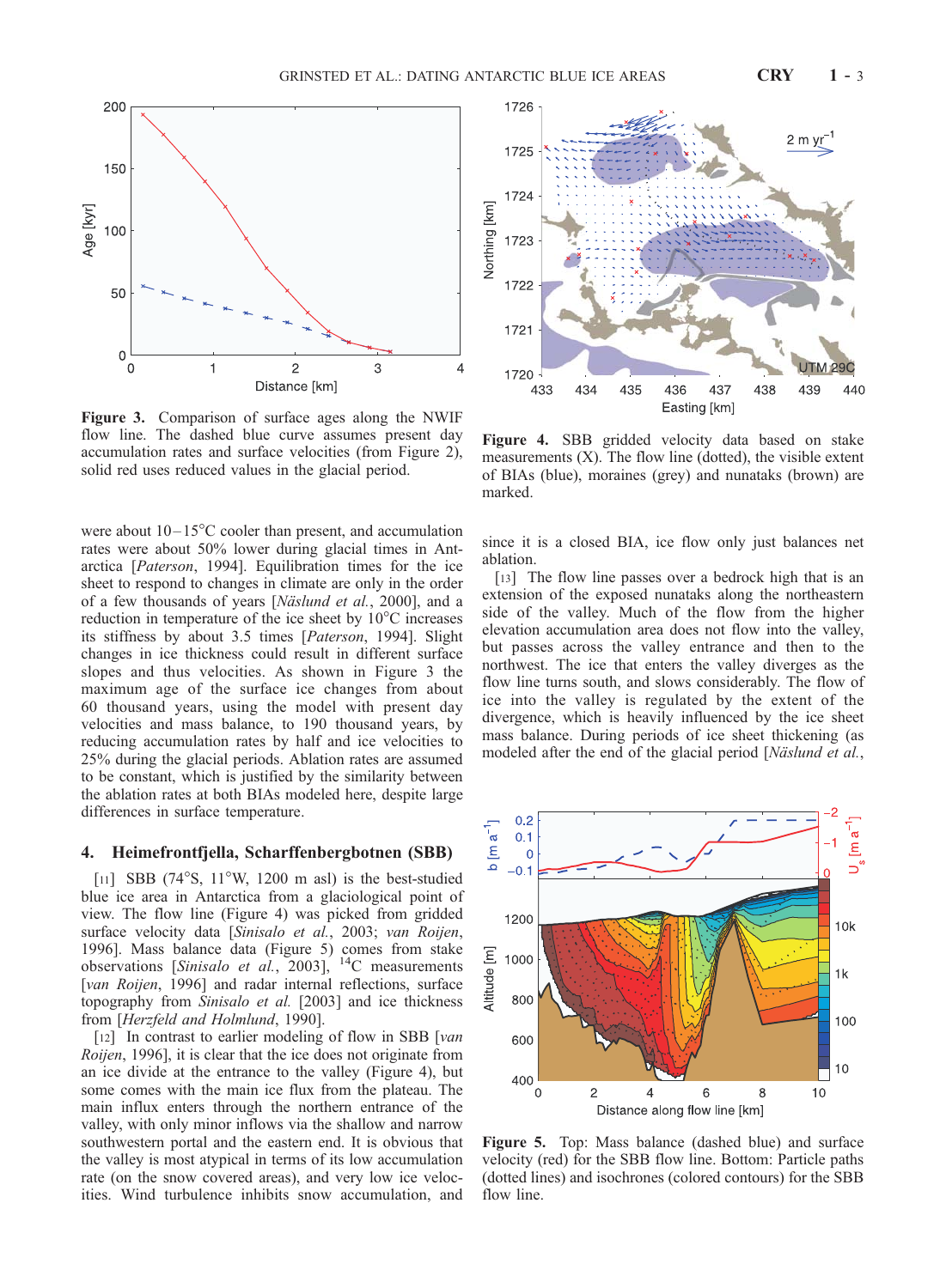**Figure 3.** Comparison of surface ages along the NWIF flow line. The dashed blue curve assumes present day accumulation rates and surface velocities (from Figure 2), solid red uses reduced values in the glacial period.

were about 10–15°C cooler than present, and accumulation rates were about 50% lower during glacial times in Antarctica [*Paterson*, 1994]. Equilibration times for the ice sheet to respond to changes in climate are only in the order of a few thousands of years [*Näslund et al.*, 2000], and a reduction in temperature of the ice sheet by 10°C increases its stiffness by about 3.5 times [*Paterson*, 1994]. Slight changes in ice thickness could result in different surface slopes and thus velocities. As shown in Figure 3 the maximum age of the surface ice changes from about 60 thousand years, using the model with present day velocities and mass balance, to 190 thousand years, by reducing accumulation rates by half and ice velocities to 25% during the glacial periods. Ablation rates are assumed to be constant, which is justified by the similarity between the ablation rates at both BIAs modeled here, despite large differences in surface temperature.

## 4. Heimefrontfjella, Scharffenbergbotnen (SBB)

[11] SBB (74°S, 11°W, 1200 m asl) is the best-studied blue ice area in Antarctica from a glaciological point of view. The flow line (Figure 4) was picked from gridded surface velocity data [*Sinisalo et al.*, 2003; *van Roijen*, 1996]. Mass balance data (Figure 5) comes from stake observations [*Sinisalo et al.*, 2003], $^{14}C$ measurements [*van Roijen*, 1996] and radar internal reflections, surface topography from *Sinisalo et al.* [2003] and ice thickness from [*Herzfeld and Holmlund*, 1990].

[12] In contrast to earlier modeling of flow in SBB [*van Roijen*, 1996], it is clear that the ice does not originate from an ice divide at the entrance to the valley (Figure 4), but some comes with the main ice flux from the plateau. The main influx enters through the northern entrance of the valley, with only minor inflows via the shallow and narrow southwestern portal and the eastern end. It is obvious that the valley is most atypical in terms of its low accumulation rate (on the snow covered areas), and very low ice velocities. Wind turbulence inhibits snow accumulation, and since it is a closed BIA, ice flow only just balances net ablation.

**Figure 4.** SBB gridded velocity data based on stake measurements (X). The flow line (dotted), the visible extent of BIAs (blue), moraines (grey) and nunataks (brown) are marked.

[13] The flow line passes over a bedrock high that is an extension of the exposed nunataks along the northeastern side of the valley. Much of the flow from the higher elevation accumulation area does not flow into the valley, but passes across the valley entrance and then to the northwest. The ice that enters the valley diverges as the flow line turns south, and slows considerably. The flow of ice into the valley is regulated by the extent of the divergence, which is heavily influenced by the ice sheet mass balance. During periods of ice sheet thickening (as modeled after the end of the glacial period [*Näslund et al.*,

**Figure 5.** Top: Mass balance (dashed blue) and surface velocity (red) for the SBB flow line. Bottom: Particle paths (dotted lines) and isochrones (colored contours) for the SBB flow line.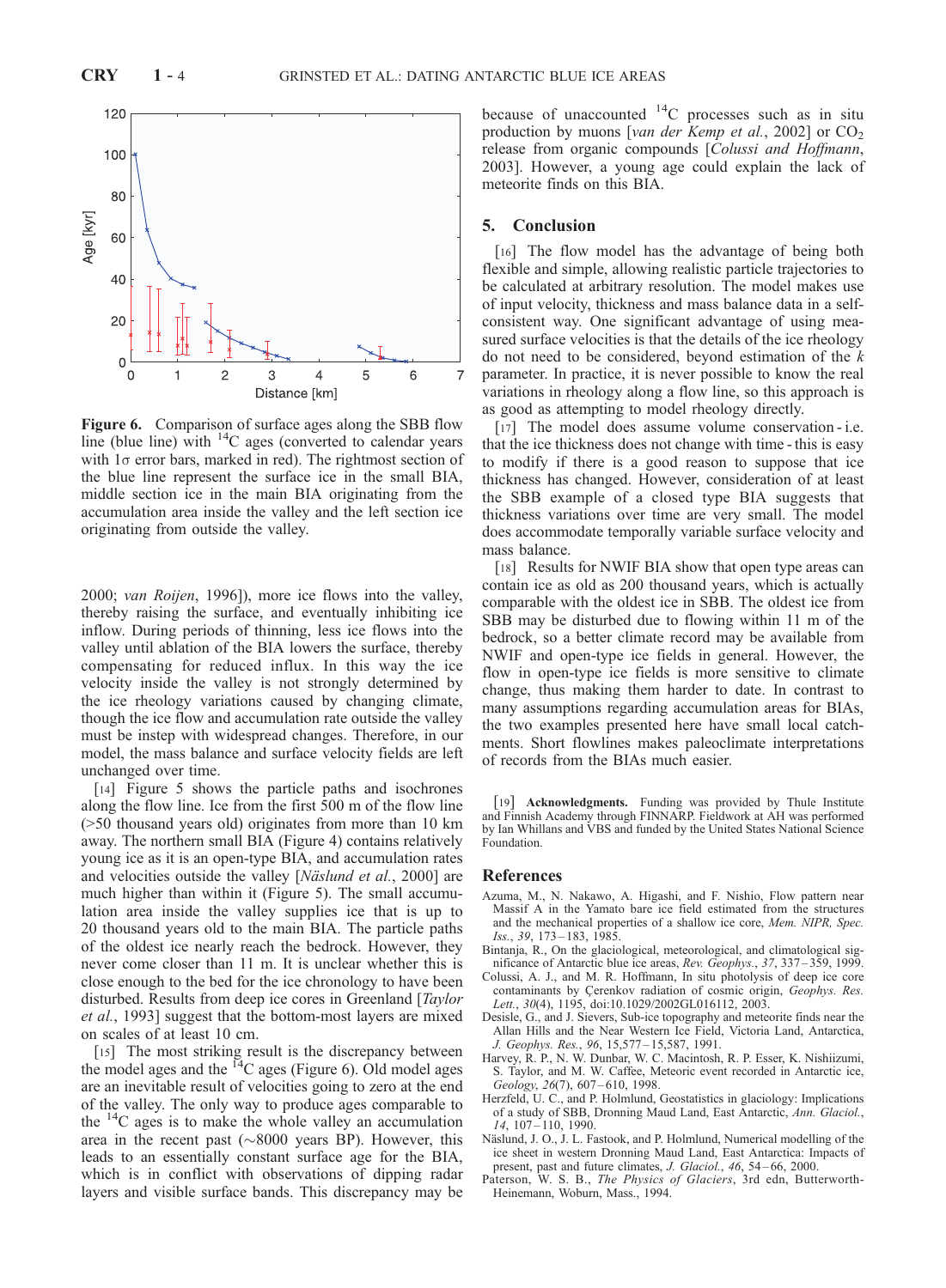Figure 6. Comparison of surface ages along the SBB flow line (blue line) with $^{14}C$ ages (converted to calendar years with $1\sigma$ error bars, marked in red). The rightmost section of the blue line represent the surface ice in the small BIA, middle section ice in the main BIA originating from the accumulation area inside the valley and the left section ice originating from outside the valley.

2000; *van Roijen*, 1996]), more ice flows into the valley, thereby raising the surface, and eventually inhibiting ice inflow. During periods of thinning, less ice flows into the valley until ablation of the BIA lowers the surface, thereby compensating for reduced influx. In this way the ice velocity inside the valley is not strongly determined by the ice rheology variations caused by changing climate, though the ice flow and accumulation rate outside the valley must be instep with widespread changes. Therefore, in our model, the mass balance and surface velocity fields are left unchanged over time.

[14] Figure 5 shows the particle paths and isochrones along the flow line. Ice from the first 500 m of the flow line (>50 thousand years old) originates from more than 10 km away. The northern small BIA (Figure 4) contains relatively young ice as it is an open-type BIA, and accumulation rates and velocities outside the valley [*Näslund et al.*, 2000] are much higher than within it (Figure 5). The small accumulation area inside the valley supplies ice that is up to 20 thousand years old to the main BIA. The particle paths of the oldest ice nearly reach the bedrock. However, they never come closer than 11 m. It is unclear whether this is close enough to the bed for the ice chronology to have been disturbed. Results from deep ice cores in Greenland [*Taylor et al.*, 1993] suggest that the bottom-most layers are mixed on scales of at least 10 cm.

[15] The most striking result is the discrepancy between the model ages and the $^{14}C$ ages (Figure 6). Old model ages are an inevitable result of velocities going to zero at the end of the valley. The only way to produce ages comparable to the $^{14}C$ ages is to make the whole valley an accumulation area in the recent past ($\sim$8000 years BP). However, this leads to an essentially constant surface age for the BIA, which is in conflict with observations of dipping radar layers and visible surface bands. This discrepancy may be because of unaccounted $^{14}C$ processes such as in situ production by muons [*van der Kemp et al.*, 2002] or $CO_2$ release from organic compounds [*Colussi and Hoffmann*, 2003]. However, a young age could explain the lack of meteorite finds on this BIA.

## 5. Conclusion

[16] The flow model has the advantage of being both flexible and simple, allowing realistic particle trajectories to be calculated at arbitrary resolution. The model makes use of input velocity, thickness and mass balance data in a self-consistent way. One significant advantage of using measured surface velocities is that the details of the ice rheology do not need to be considered, beyond estimation of the $k$ parameter. In practice, it is never possible to know the real variations in ice rheology along a flow line, so this approach is as good as attempting to model rheology directly.

[17] The model does assume volume conservation - i.e. that the ice thickness does not change with time - this is easy to modify if there is a good reason to suppose that ice thickness has changed. However, consideration of at least the SBB example of a closed type BIA suggests that thickness variations over time are very small. The model does accommodate temporally variable surface velocity and mass balance.

[18] Results for NWIF BIA show that open type areas can contain ice as old as 200 thousand years, which is actually comparable with the oldest ice in SBB. The oldest ice from SBB may be disturbed due to flowing within 11 m of the bedrock, so a better climate record may be available from NWIF and open-type ice fields in general. However, the flow in open-type ice fields is more sensitive to climate change, thus making them harder to date. In contrast to many assumptions regarding accumulation areas for BIAs, the two examples presented here have small local catchments. Short flowlines makes paleoclimate interpretations of records from the BIAs much easier.

[19] **Acknowledgments.** Funding was provided by Thule Institute and Finnish Academy through FINNARP. Fieldwork at AH was performed by Ian Whillans and VBS and funded by the United States National Science Foundation.

## References

Azuma, M., N. Nakawo, A. Higashi, and F. Nishio, Flow pattern near Massif A in the Yamato bare ice field estimated from the structures and the mechanical properties of a shallow ice core, *Mem. NIPR, Spec. Iss.*, *39*, 173–183, 1985.

Bintanja, R., On the glaciological, meteorological, and climatological significance of Antarctic blue ice areas, *Rev. Geophys.*, *37*, 337–359, 1999.

Colussi, A. J., and M. R. Hoffmann, In situ photolysis of deep ice core contaminants by Çerenkov radiation of cosmic origin, *Geophys. Res. Lett.*, *30*(4), 1195, doi:10.1029/2002GL016112, 2003.

Desisle, G., and J. Sievers, Sub-ice topography and meteorite finds near the Allan Hills and the Near Western Ice Field, Victoria Land, Antarctica, *J. Geophys. Res.*, *96*, 15,577–15,587, 1991.

Harvey, R. P., N. W. Dunbar, W. C. Macintosh, R. P. Esser, K. Nishiizumi, S. Taylor, and M. W. Caffee, Meteoric event recorded in Antarctic ice, *Geology*, *26*(7), 607–610, 1998.

Herzfeld, U. C., and P. Holmlund, Geostatistics in glaciology: Implications of a study of SBB, Dronning Maud Land, East Antarctic, *Ann. Glaciol.*, *14*, 107–110, 1990.

Näslund, J. O., J. L. Fastook, and P. Holmlund, Numerical modelling of the ice sheet in western Dronning Maud Land, East Antarctica: Impacts of present, past and future climates, *J. Glaciol.*, *46*, 54–66, 2000.

Paterson, W. S. B., *The Physics of Glaciers*, 3rd edn, Butterworth-Heinemann, Woburn, Mass., 1994.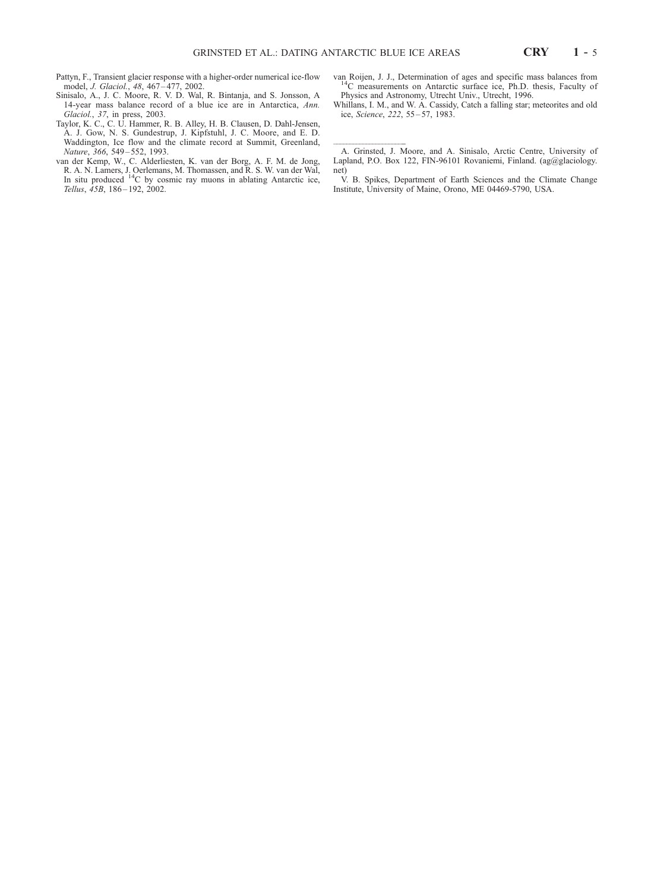Pattyn, F., Transient glacier response with a higher-order numerical ice-flow model, *J. Glaciol.*, *48*, 467–477, 2002.

Sinisalo, A., J. C. Moore, R. V. D. Wal, R. Bintanja, and S. Jonsson, A 14-year mass balance record of a blue ice are in Antarctica, *Ann. Glaciol.*, *37*, in press, 2003.

Taylor, K. C., C. U. Hammer, R. B. Alley, H. B. Clausen, D. Dahl-Jensen, A. J. Gow, N. S. Gundestrup, J. Kipfstuhl, J. C. Moore, and E. D. Waddington, Ice flow and the climate record at Summit, Greenland, *Nature*, *366*, 549–552, 1993.

van der Kemp, W., C. Alderliesten, K. van der Borg, A. F. M. de Jong, R. A. N. Lamers, J. Oerlemans, M. Thomassen, and R. S. W. van der Wal, In situ produced $^{14}C$ by cosmic ray muons in ablating Antarctic ice, *Tellus*, *45B*, 186–192, 2002.

van Roijen, J. J., Determination of ages and specific mass balances from $^{14}C$ measurements on Antarctic surface ice, Ph.D. thesis, Faculty of Physics and Astronomy, Utrecht Univ., Utrecht, 1996.

Whillans, I. M., and W. A. Cassidy, Catch a falling star; meteorites and old ice, *Science*, *222*, 55–57, 1983.

---

A. Grinsted, J. Moore, and A. Sinisalo, Arctic Centre, University of Lapland, P.O. Box 122, FIN-96101 Rovaniemi, Finland. (ag@glaciology.net)

V. B. Spikes, Department of Earth Sciences and the Climate Change Institute, University of Maine, Orono, ME 04469-5790, USA.